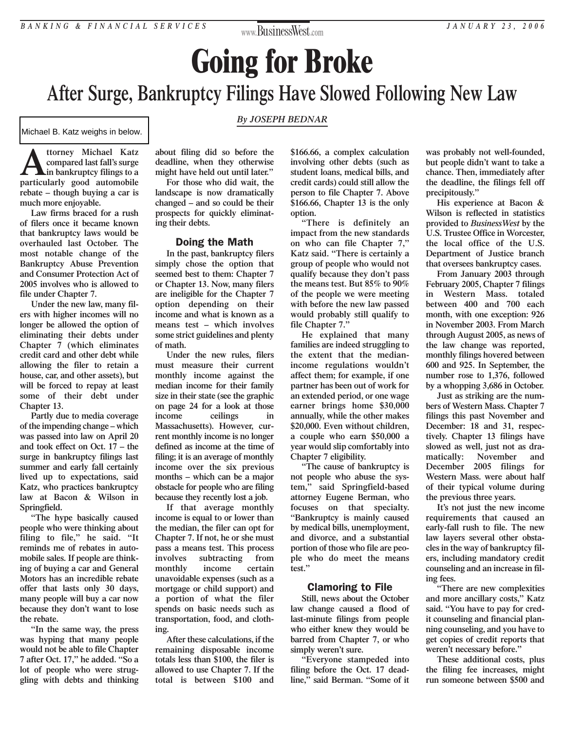# Going for Broke

## After Surge, Bankruptcy Filings Have Slowed Following New Law

*By JOSEPH BEDNAR*

Michael B. Katz weighs in below.

**Attorney Michael Katz compared last fall's surge in bankruptcy filings to a particularly good automobile rebate – though buying a car is much more enjoyable.**

Law firms braced for a rush of filers once it became known that bankruptcy laws would be overhauled last October. The most notable change of the Bankruptcy Abuse Prevention and Consumer Protection Act of 2005 involves who is allowed to file under Chapter 7.

Under the new law, many filers with higher incomes will no longer be allowed the option of eliminating their debts under Chapter 7 (which eliminates credit card and other debt while allowing the filer to retain a house, car, and other assets), but will be forced to repay at least some of their debt under Chapter 13.

Partly due to media coverage of the impending change – which was passed into law on April 20 and took effect on Oct. 17 – the surge in bankruptcy filings last summer and early fall certainly lived up to expectations, said Katz, who practices bankruptcy law at Bacon & Wilson in Springfield.

"The hype basically caused people who were thinking about filing to file," he said. "It reminds me of rebates in automobile sales. If people are thinking of buying a car and General Motors has an incredible rebate offer that lasts only 30 days, many people will buy a car now because they don't want to lose the rebate.

"In the same way, the press was hyping that many people would not be able to file Chapter 7 after Oct. 17," he added. "So a lot of people who were struggling with debts and thinking about filing did so before the deadline, when they otherwise might have held out until later."

For those who did wait, the landscape is now dramatically changed – and so could be their prospects for quickly eliminating their debts.

### Doing the Math

In the past, bankruptcy filers simply chose the option that seemed best to them: Chapter 7 or Chapter 13. Now, many filers are ineligible for the Chapter 7 option depending on their income and what is known as a means test – which involves some strict guidelines and plenty of math.

Under the new rules, filers must measure their current monthly income against the median income for their family size in their state (see the graphic on page 24 for a look at those income ceilings in Massachusetts). However, current monthly income is no longer defined as income at the time of filing; it is an average of monthly income over the six previous months – which can be a major obstacle for people who are filing because they recently lost a job.

If that average monthly income is equal to or lower than the median, the filer can opt for Chapter 7. If not, he or she must pass a means test. This process involves subtracting from monthly income certain unavoidable expenses (such as a mortgage or child support) and a portion of what the filer spends on basic needs such as transportation, food, and clothing.

After these calculations, if the remaining disposable income totals less than $100, the filer is allowed to use Chapter 7. If the total is between $100 and $166.66, a complex calculation involving other debts (such as student loans, medical bills, and credit cards) could still allow the person to file Chapter 7. Above $166.66, Chapter 13 is the only option.

"There is definitely an impact from the new standards on who can file Chapter 7," Katz said. "There is certainly a group of people who would not qualify because they don't pass the means test. But 85% to 90% of the people we were meeting with before the new law passed would probably still qualify to file Chapter 7."

He explained that many families are indeed struggling to the extent that the median-income regulations wouldn't affect them; for example, if one partner has been out of work for an extended period, or one wage earner brings home $30,000 annually, while the other makes $20,000. Even without children, a couple who earn $50,000 a year would slip comfortably into Chapter 7 eligibility.

"The cause of bankruptcy is not people who abuse the system," said Springfield-based attorney Eugene Berman, who focuses on that specialty. "Bankruptcy is mainly caused by medical bills, unemployment, and divorce, and a substantial portion of those who file are people who do meet the means test."

### Clamoring to File

Still, news about the October law change caused a flood of last-minute filings from people who either knew they would be barred from Chapter 7, or who simply weren't sure.

"Everyone stampeded into filing before the Oct. 17 deadline," said Berman. "Some of it was probably not well-founded, but people didn't want to take a chance. Then, immediately after the deadline, the filings fell off precipitously."

His experience at Bacon & Wilson is reflected in statistics provided to *BusinessWest* by the U.S. Trustee Office in Worcester, the local office of the U.S. Department of Justice branch that oversees bankruptcy cases.

From January 2003 through February 2005, Chapter 7 filings in Western Mass. totaled between 400 and 700 each month, with one exception: 926 in November 2003. From March through August 2005, as news of the law change was reported, monthly filings hovered between 600 and 925. In September, the number rose to 1,376, followed by a whopping 3,686 in October.

Just as striking are the numbers of Western Mass. Chapter 7 filings this past November and December: 18 and 31, respectively. Chapter 13 filings have slowed as well, just not as dramatically: November and December 2005 filings for Western Mass. were about half of their typical volume during the previous three years.

It's not just the new income requirements that caused an early-fall rush to file. The new law layers several other obstacles in the way of bankruptcy filers, including mandatory credit counseling and an increase in filing fees.

"There are new complexities and more ancillary costs," Katz said. "You have to pay for credit counseling and financial planning counseling, and you have to get copies of credit reports that weren't necessary before."

These additional costs, plus the filing fee increases, might run someone between $500 and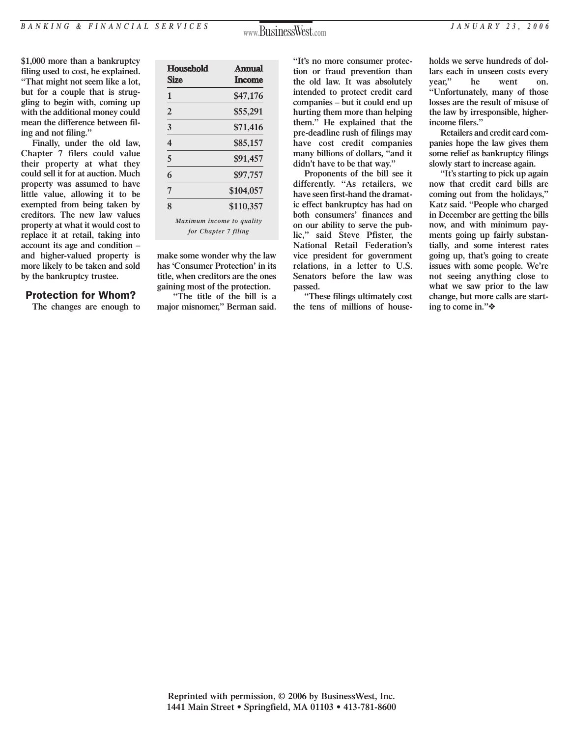$1,000 more than a bankruptcy filing used to cost, he explained. "That might not seem like a lot, but for a couple that is struggling to begin with, coming up with the additional money could mean the difference between filing and not filing."

Finally, under the old law, Chapter 7 filers could value their property at what they could sell it for at auction. Much property was assumed to have little value, allowing it to be exempted from being taken by creditors. The new law values property at what it would cost to replace it at retail, taking into account its age and condition – and higher-valued property is more likely to be taken and sold by the bankruptcy trustee.

| Household Size | Annual Income |
|---|---|
| 1 | $47,176 |
| 2 | $55,291 |
| 3 | $71,416 |
| 4 | $85,157 |
| 5 | $91,457 |
| 6 | $97,757 |
| 7 | $104,057 |
| 8 | $110,357 |

*Maximum income to quality for Chapter 7 filing*

## Protection for Whom?

The changes are enough to make some wonder why the law has 'Consumer Protection' in its title, when creditors are the ones gaining most of the protection.

"The title of the bill is a major misnomer," Berman said. "It's no more consumer protection or fraud prevention than the old law. It was absolutely intended to protect credit card companies – but it could end up hurting them more than helping them." He explained that the pre-deadline rush of filings may have cost credit companies many billions of dollars, "and it didn't have to be that way."

Proponents of the bill see it differently. "As retailers, we have seen first-hand the dramatic effect bankruptcy has had on both consumers' finances and on our ability to serve the public," said Steve Pfister, the National Retail Federation's vice president for government relations, in a letter to U.S. Senators before the law was passed.

"These filings ultimately cost the tens of millions of households we serve hundreds of dollars each in unseen costs every year," he went on. "Unfortunately, many of those losses are the result of misuse of the law by irresponsible, higher-income filers."

Retailers and credit card companies hope the law gives them some relief as bankruptcy filings slowly start to increase again.

"It's starting to pick up again now that credit card bills are coming out from the holidays," Katz said. "People who charged in December are getting the bills now, and with minimum payments going up fairly substantially, and some interest rates going up, that's going to create issues with some people. We're not seeing anything close to what we saw prior to the law change, but more calls are starting to come in."❖

Reprinted with permission, © 2006 by BusinessWest, Inc.
1441 Main Street • Springfield, MA 01103 • 413-781-8600